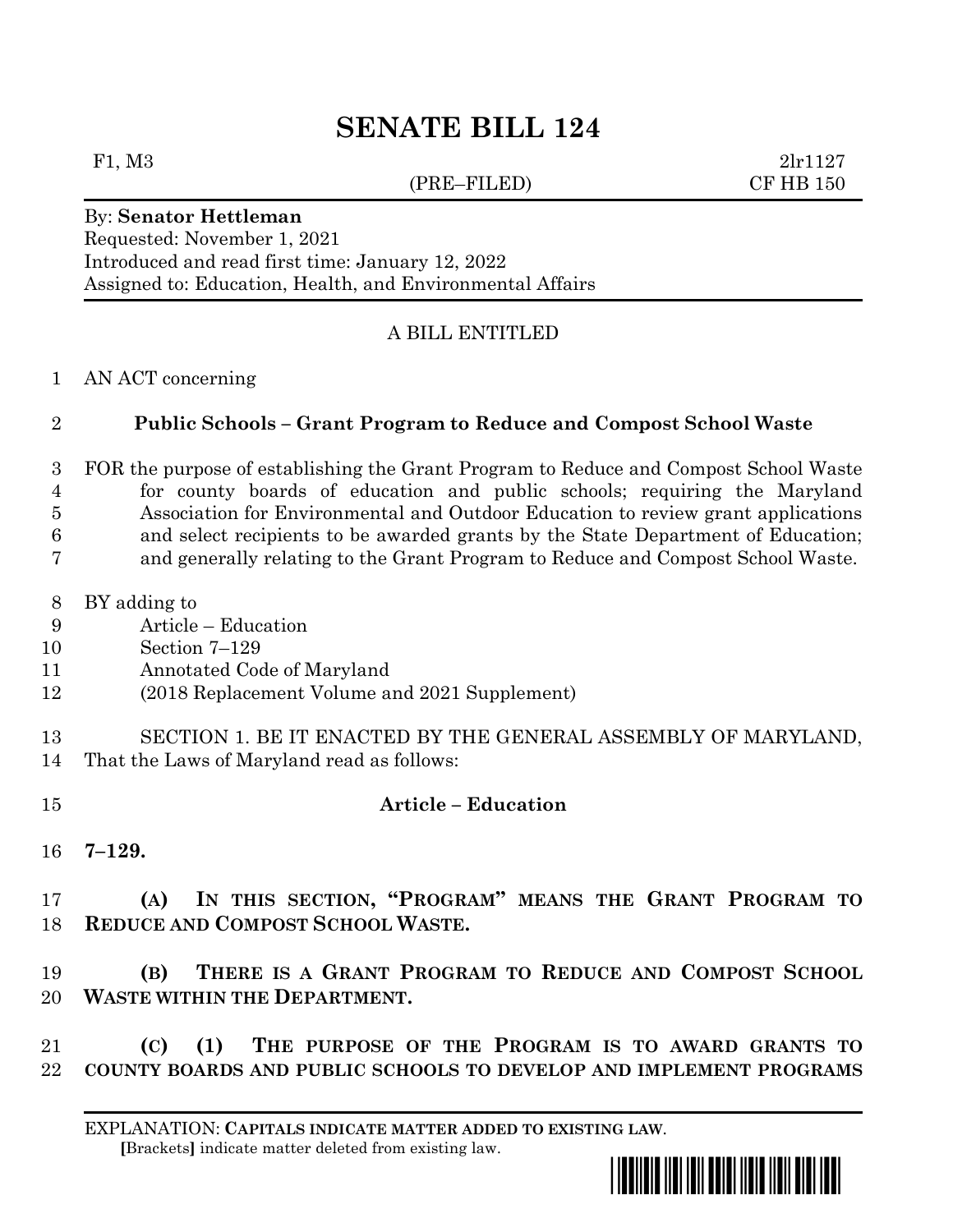# SENATE BILL 124

F1, M3 (PRE–FILED) 2lr1127
CF HB 150

By: **Senator Hettleman**
Requested: November 1, 2021
Introduced and read first time: January 12, 2022
Assigned to: Education, Health, and Environmental Affairs

A BILL ENTITLED

1 AN ACT concerning

2 **Public Schools – Grant Program to Reduce and Compost School Waste**

3 FOR the purpose of establishing the Grant Program to Reduce and Compost School Waste
4 for county boards of education and public schools; requiring the Maryland
5 Association for Environmental and Outdoor Education to review grant applications
6 and select recipients to be awarded grants by the State Department of Education;
7 and generally relating to the Grant Program to Reduce and Compost School Waste.

8 BY adding to
9 Article – Education
10 Section 7–129
11 Annotated Code of Maryland
12 (2018 Replacement Volume and 2021 Supplement)

13 SECTION 1. BE IT ENACTED BY THE GENERAL ASSEMBLY OF MARYLAND,
14 That the Laws of Maryland read as follows:

15 **Article – Education**

16 **7–129.**

17 **(A) IN THIS SECTION, "PROGRAM" MEANS THE GRANT PROGRAM TO**
18 **REDUCE AND COMPOST SCHOOL WASTE.**

19 **(B) THERE IS A GRANT PROGRAM TO REDUCE AND COMPOST SCHOOL**
20 **WASTE WITHIN THE DEPARTMENT.**

21 **(C) (1) THE PURPOSE OF THE PROGRAM IS TO AWARD GRANTS TO**
22 **COUNTY BOARDS AND PUBLIC SCHOOLS TO DEVELOP AND IMPLEMENT PROGRAMS**

EXPLANATION: **CAPITALS INDICATE MATTER ADDED TO EXISTING LAW.**
[Brackets] indicate matter deleted from existing law.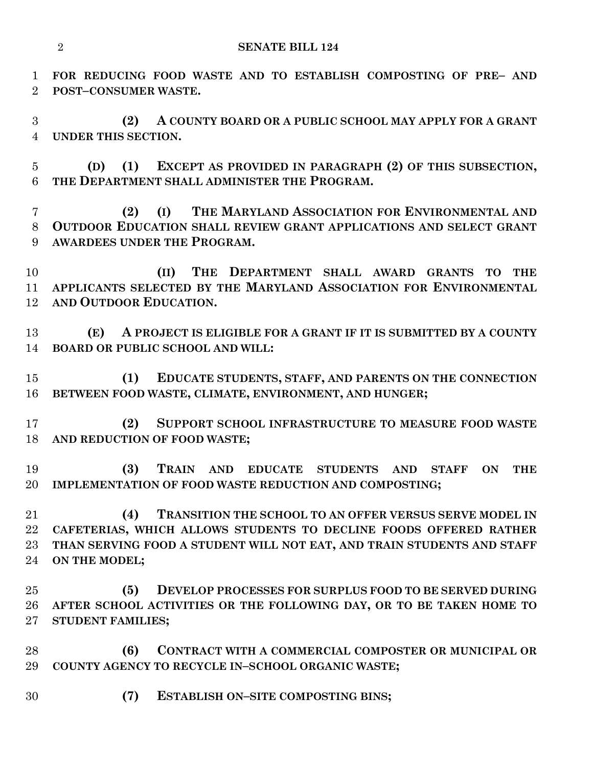**FOR REDUCING FOOD WASTE AND TO ESTABLISH COMPOSTING OF PRE– AND POST–CONSUMER WASTE.**

**(2) A COUNTY BOARD OR A PUBLIC SCHOOL MAY APPLY FOR A GRANT UNDER THIS SECTION.**

**(D) (1) EXCEPT AS PROVIDED IN PARAGRAPH (2) OF THIS SUBSECTION, THE DEPARTMENT SHALL ADMINISTER THE PROGRAM.**

**(2) (I) THE MARYLAND ASSOCIATION FOR ENVIRONMENTAL AND OUTDOOR EDUCATION SHALL REVIEW GRANT APPLICATIONS AND SELECT GRANT AWARDEES UNDER THE PROGRAM.**

**(II) THE DEPARTMENT SHALL AWARD GRANTS TO THE APPLICANTS SELECTED BY THE MARYLAND ASSOCIATION FOR ENVIRONMENTAL AND OUTDOOR EDUCATION.**

**(E) A PROJECT IS ELIGIBLE FOR A GRANT IF IT IS SUBMITTED BY A COUNTY BOARD OR PUBLIC SCHOOL AND WILL:**

**(1) EDUCATE STUDENTS, STAFF, AND PARENTS ON THE CONNECTION BETWEEN FOOD WASTE, CLIMATE, ENVIRONMENT, AND HUNGER;**

**(2) SUPPORT SCHOOL INFRASTRUCTURE TO MEASURE FOOD WASTE AND REDUCTION OF FOOD WASTE;**

**(3) TRAIN AND EDUCATE STUDENTS AND STAFF ON THE IMPLEMENTATION OF FOOD WASTE REDUCTION AND COMPOSTING;**

**(4) TRANSITION THE SCHOOL TO AN OFFER VERSUS SERVE MODEL IN CAFETERIAS, WHICH ALLOWS STUDENTS TO DECLINE FOODS OFFERED RATHER THAN SERVING FOOD A STUDENT WILL NOT EAT, AND TRAIN STUDENTS AND STAFF ON THE MODEL;**

**(5) DEVELOP PROCESSES FOR SURPLUS FOOD TO BE SERVED DURING AFTER SCHOOL ACTIVITIES OR THE FOLLOWING DAY, OR TO BE TAKEN HOME TO STUDENT FAMILIES;**

**(6) CONTRACT WITH A COMMERCIAL COMPOSTER OR MUNICIPAL OR COUNTY AGENCY TO RECYCLE IN–SCHOOL ORGANIC WASTE;**

**(7) ESTABLISH ON–SITE COMPOSTING BINS;**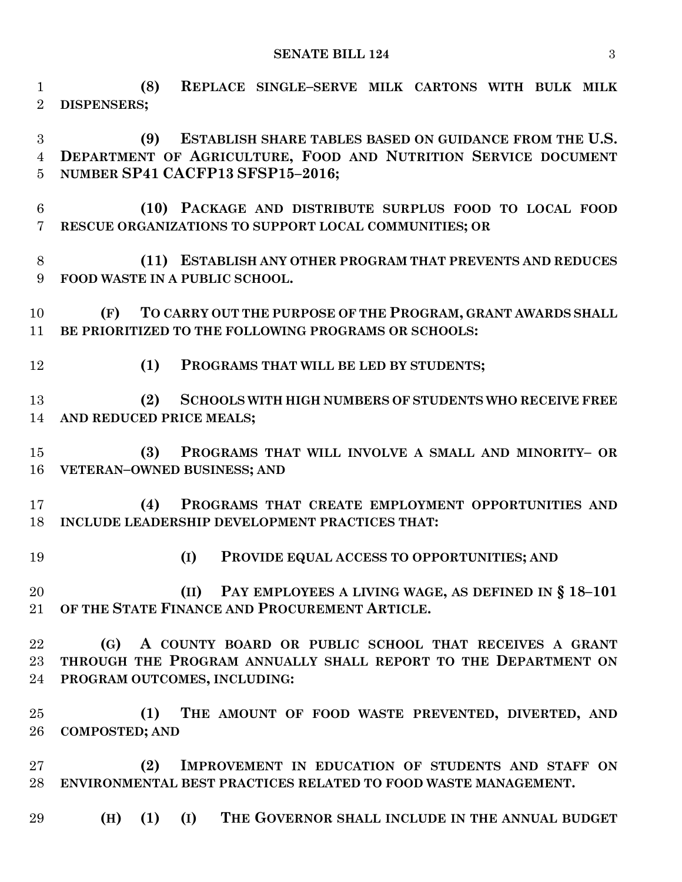**(8) REPLACE SINGLE–SERVE MILK CARTONS WITH BULK MILK DISPENSERS;**

**(9) ESTABLISH SHARE TABLES BASED ON GUIDANCE FROM THE U.S. DEPARTMENT OF AGRICULTURE, FOOD AND NUTRITION SERVICE DOCUMENT NUMBER SP41 CACFP13 SFSP15–2016;**

**(10) PACKAGE AND DISTRIBUTE SURPLUS FOOD TO LOCAL FOOD RESCUE ORGANIZATIONS TO SUPPORT LOCAL COMMUNITIES; OR**

**(11) ESTABLISH ANY OTHER PROGRAM THAT PREVENTS AND REDUCES FOOD WASTE IN A PUBLIC SCHOOL.**

**(F) TO CARRY OUT THE PURPOSE OF THE PROGRAM, GRANT AWARDS SHALL BE PRIORITIZED TO THE FOLLOWING PROGRAMS OR SCHOOLS:**

**(1) PROGRAMS THAT WILL BE LED BY STUDENTS;**

**(2) SCHOOLS WITH HIGH NUMBERS OF STUDENTS WHO RECEIVE FREE AND REDUCED PRICE MEALS;**

**(3) PROGRAMS THAT WILL INVOLVE A SMALL AND MINORITY– OR VETERAN–OWNED BUSINESS; AND**

**(4) PROGRAMS THAT CREATE EMPLOYMENT OPPORTUNITIES AND INCLUDE LEADERSHIP DEVELOPMENT PRACTICES THAT:**

**(I) PROVIDE EQUAL ACCESS TO OPPORTUNITIES; AND**

**(II) PAY EMPLOYEES A LIVING WAGE, AS DEFINED IN § 18–101 OF THE STATE FINANCE AND PROCUREMENT ARTICLE.**

**(G) A COUNTY BOARD OR PUBLIC SCHOOL THAT RECEIVES A GRANT THROUGH THE PROGRAM ANNUALLY SHALL REPORT TO THE DEPARTMENT ON PROGRAM OUTCOMES, INCLUDING:**

**(1) THE AMOUNT OF FOOD WASTE PREVENTED, DIVERTED, AND COMPOSTED; AND**

**(2) IMPROVEMENT IN EDUCATION OF STUDENTS AND STAFF ON ENVIRONMENTAL BEST PRACTICES RELATED TO FOOD WASTE MANAGEMENT.**

**(H) (1) (I) THE GOVERNOR SHALL INCLUDE IN THE ANNUAL BUDGET**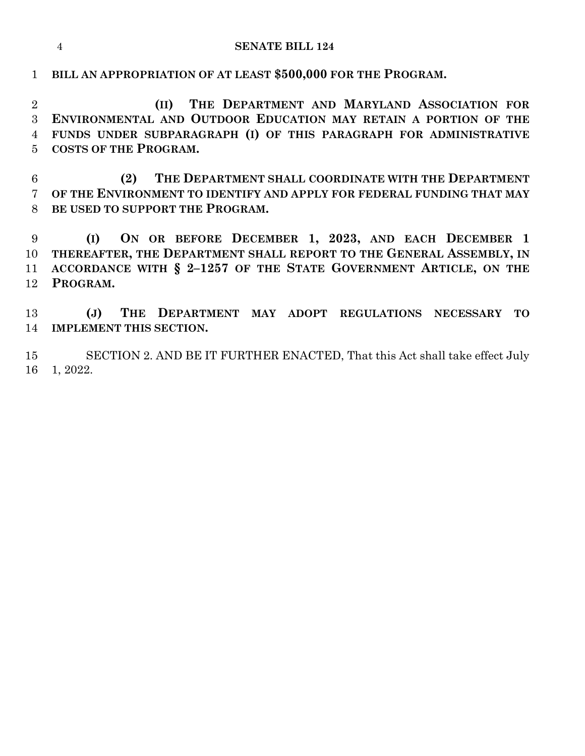**BILL AN APPROPRIATION OF AT LEAST $500,000 FOR THE PROGRAM.**

**(II) THE DEPARTMENT AND MARYLAND ASSOCIATION FOR ENVIRONMENTAL AND OUTDOOR EDUCATION MAY RETAIN A PORTION OF THE FUNDS UNDER SUBPARAGRAPH (I) OF THIS PARAGRAPH FOR ADMINISTRATIVE COSTS OF THE PROGRAM.**

**(2) THE DEPARTMENT SHALL COORDINATE WITH THE DEPARTMENT OF THE ENVIRONMENT TO IDENTIFY AND APPLY FOR FEDERAL FUNDING THAT MAY BE USED TO SUPPORT THE PROGRAM.**

**(I) ON OR BEFORE DECEMBER 1, 2023, AND EACH DECEMBER 1 THEREAFTER, THE DEPARTMENT SHALL REPORT TO THE GENERAL ASSEMBLY, IN ACCORDANCE WITH § 2–1257 OF THE STATE GOVERNMENT ARTICLE, ON THE PROGRAM.**

**(J) THE DEPARTMENT MAY ADOPT REGULATIONS NECESSARY TO IMPLEMENT THIS SECTION.**

SECTION 2. AND BE IT FURTHER ENACTED, That this Act shall take effect July 1, 2022.